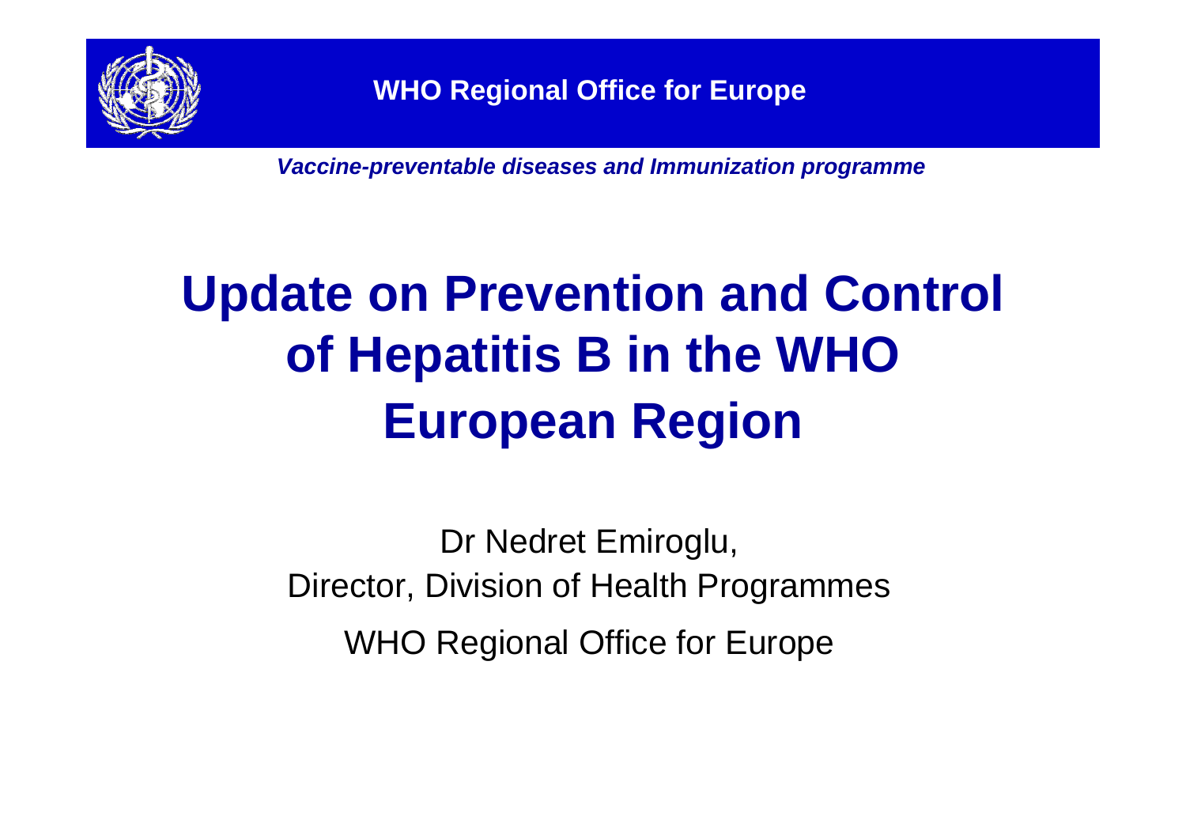**WHO Regional Office for Europe**

***Vaccine-preventable diseases and Immunization programme***

# Update on Prevention and Control of Hepatitis B in the WHO European Region

Dr Nedret Emiroglu,
Director, Division of Health Programmes

WHO Regional Office for Europe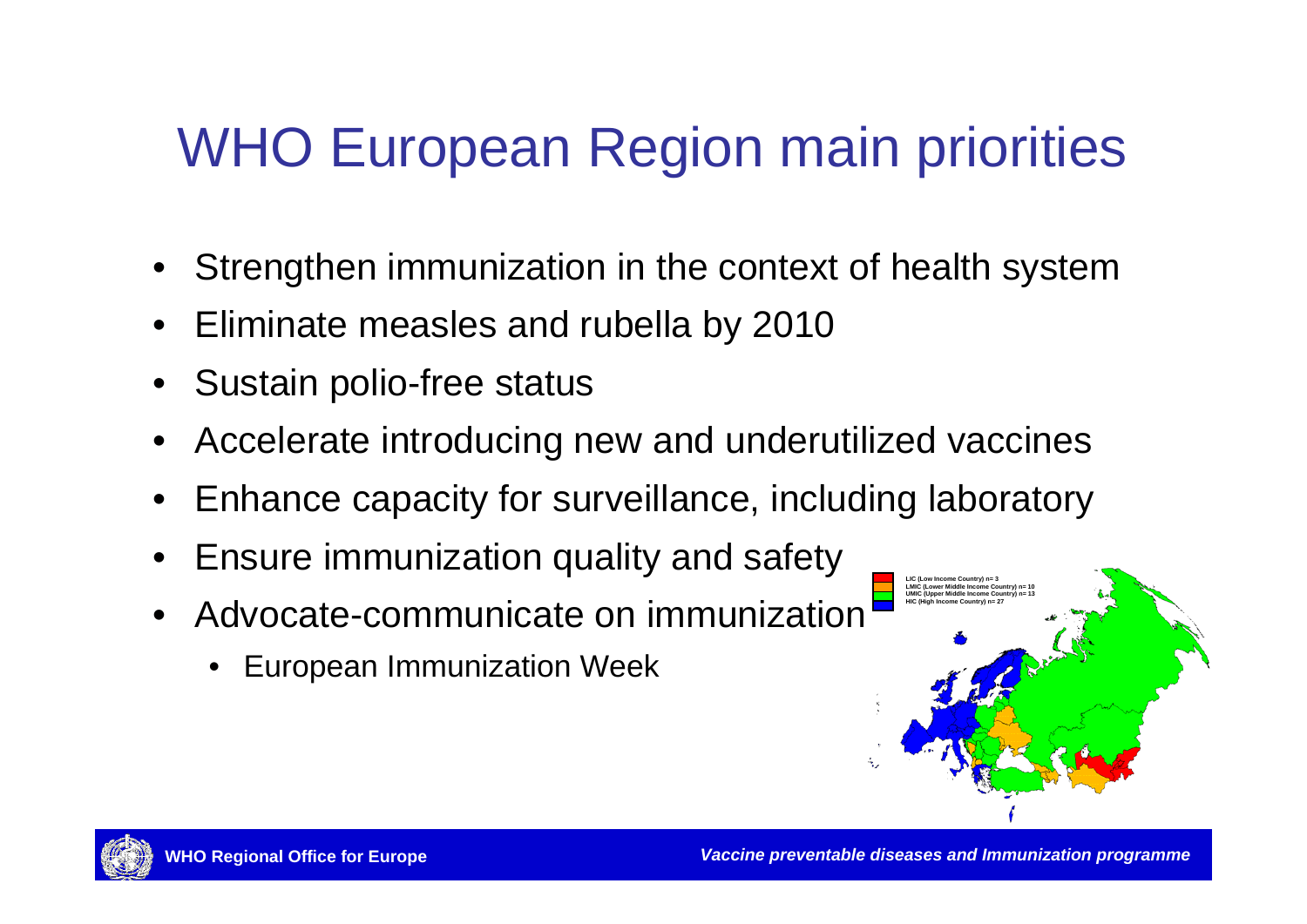# WHO European Region main priorities

- Strengthen immunization in the context of health system
- Eliminate measles and rubella by 2010
- Sustain polio-free status
- Accelerate introducing new and underutilized vaccines
- Enhance capacity for surveillance, including laboratory
- Ensure immunization quality and safety
- Advocate-communicate on immunization
  - European Immunization Week

LIC (Low Income Country) n= 3
LMIC (Lower Middle Income Country) n= 10
UMIC (Upper Middle Income Country) n= 13
HIC (High Income Country) n= 27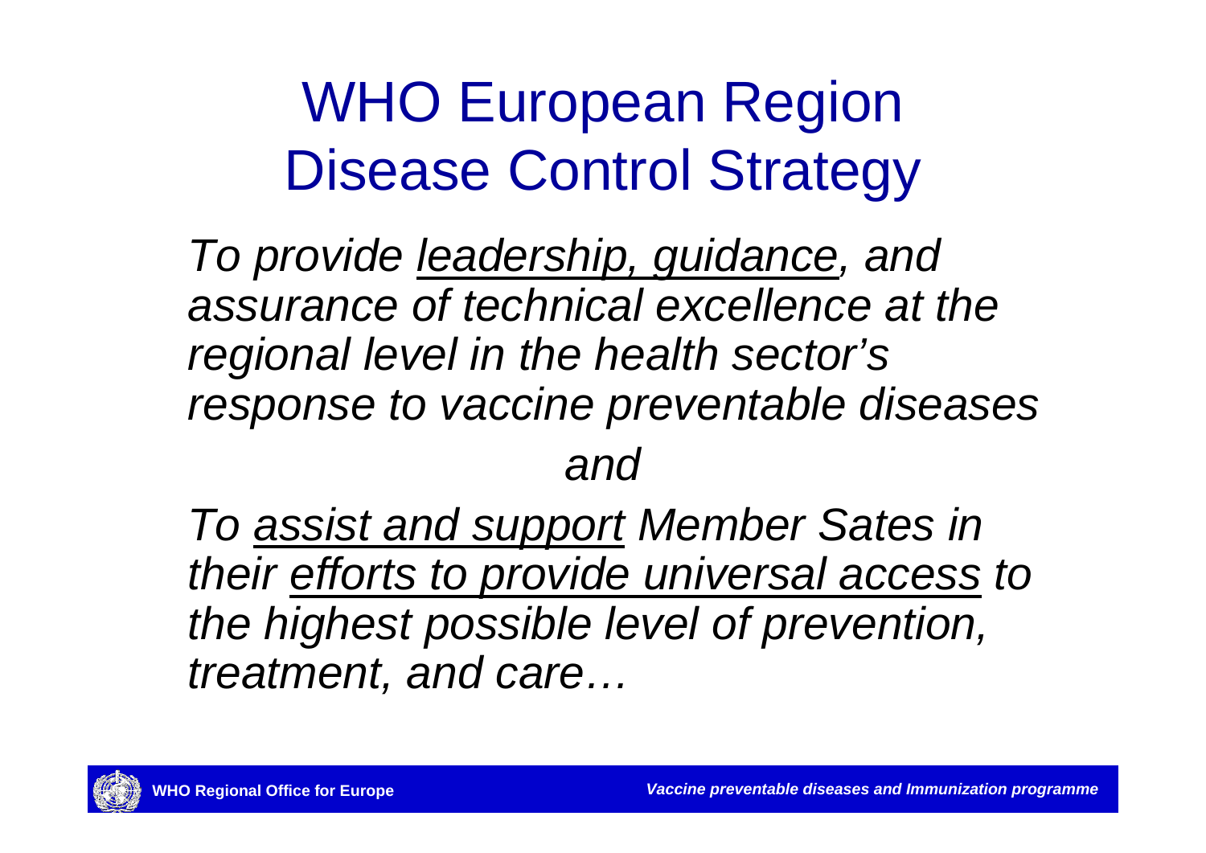# WHO European Region Disease Control Strategy

*To provide <u>leadership, guidance</u>, and assurance of technical excellence at the regional level in the health sector's response to vaccine preventable diseases*

*and*

*To <u>assist and support</u> Member Sates in their <u>efforts to provide universal access</u> to the highest possible level of prevention, treatment, and care…*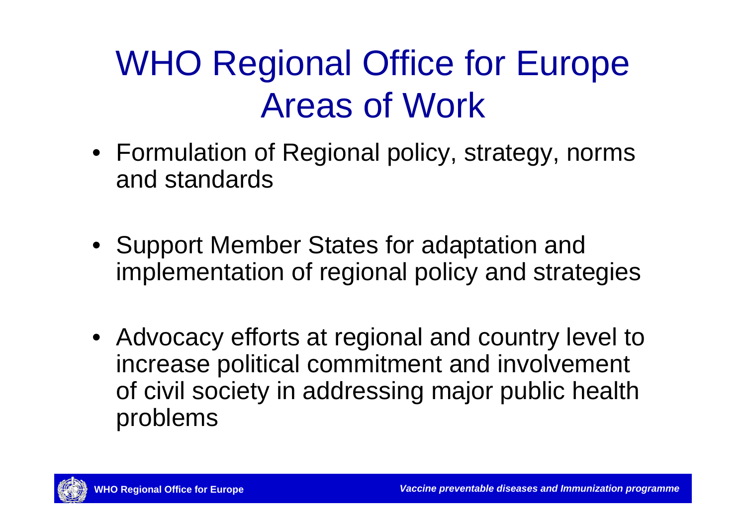# WHO Regional Office for Europe Areas of Work

- Formulation of Regional policy, strategy, norms and standards
- Support Member States for adaptation and implementation of regional policy and strategies
- Advocacy efforts at regional and country level to increase political commitment and involvement of civil society in addressing major public health problems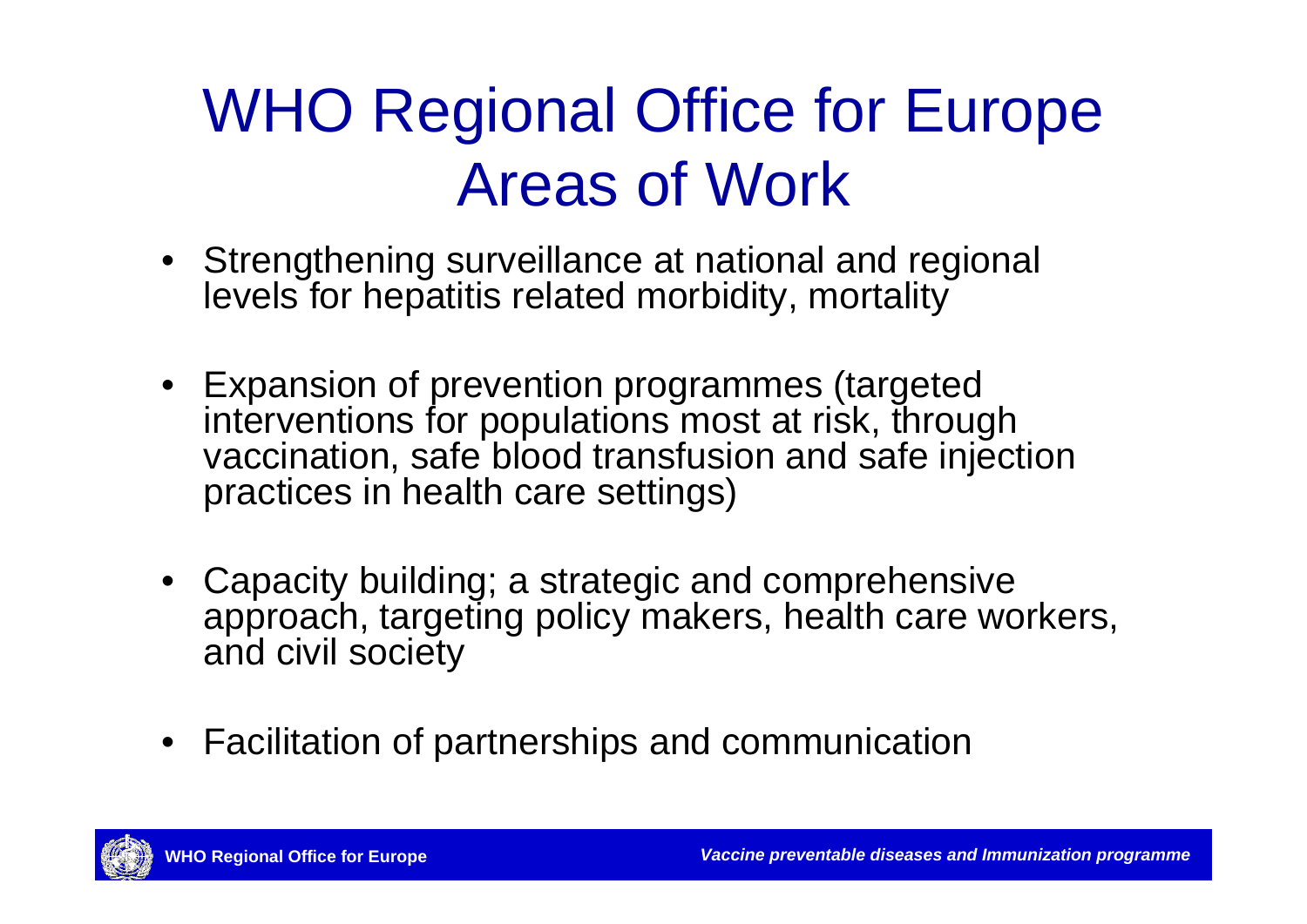# WHO Regional Office for Europe Areas of Work

- Strengthening surveillance at national and regional levels for hepatitis related morbidity, mortality
- Expansion of prevention programmes (targeted interventions for populations most at risk, through vaccination, safe blood transfusion and safe injection practices in health care settings)
- Capacity building; a strategic and comprehensive approach, targeting policy makers, health care workers, and civil society
- Facilitation of partnerships and communication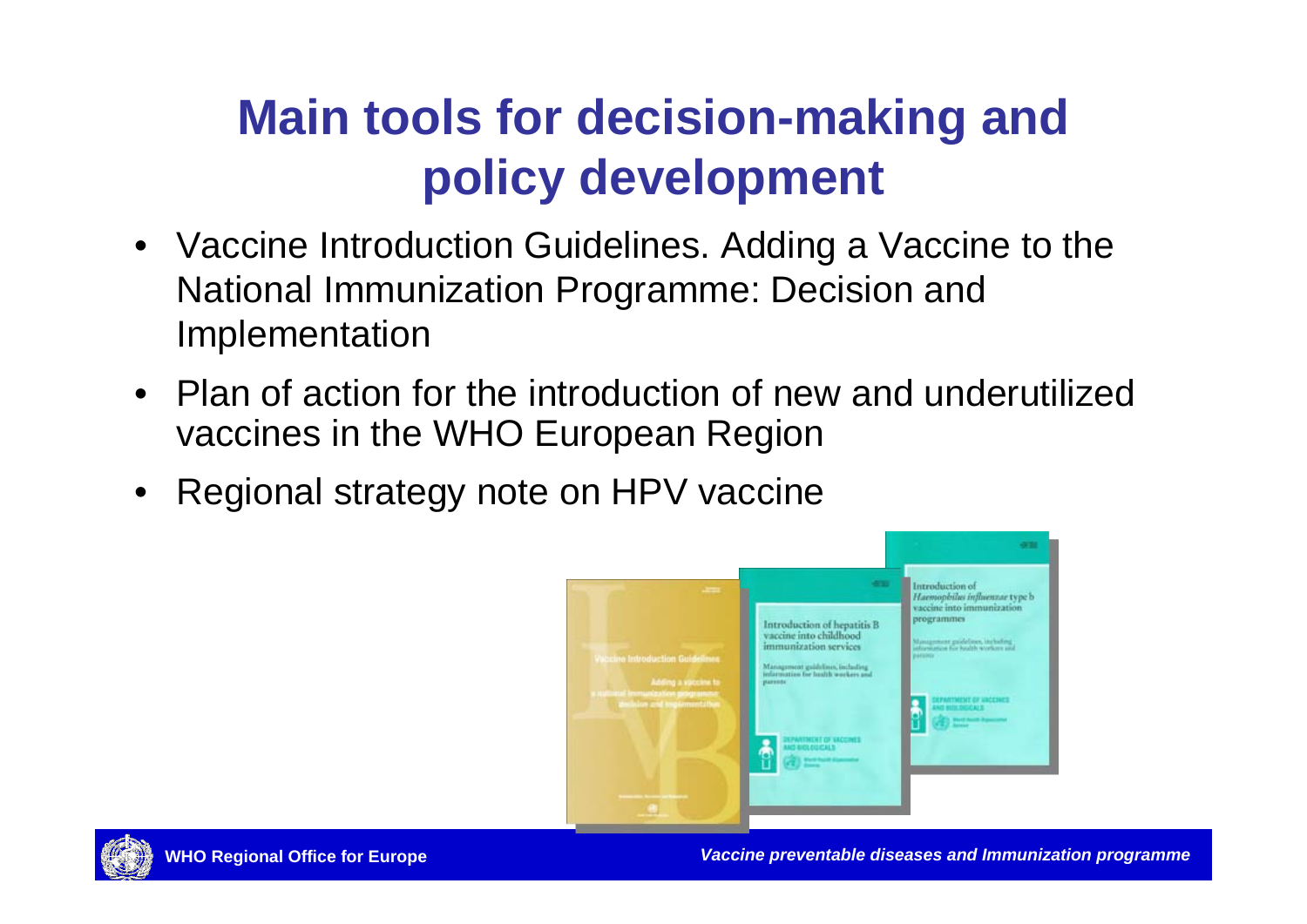# Main tools for decision-making and policy development

- Vaccine Introduction Guidelines. Adding a Vaccine to the National Immunization Programme: Decision and Implementation
- Plan of action for the introduction of new and underutilized vaccines in the WHO European Region
- Regional strategy note on HPV vaccine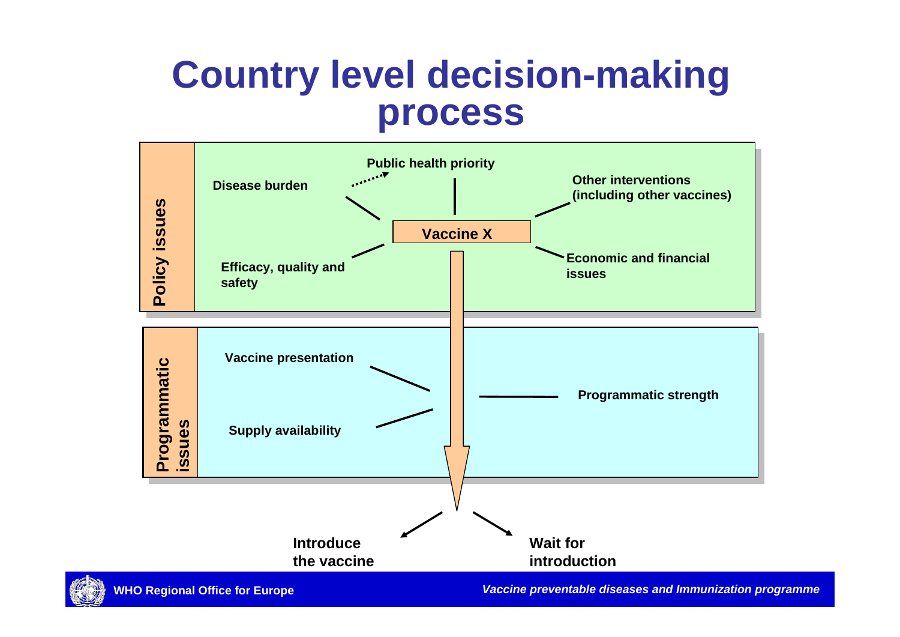# Country level decision-making process

**Policy issues**

- Disease burden
- Public health priority
- Other interventions (including other vaccines)
- Efficacy, quality and safety
- Economic and financial issues

**Vaccine X**

**Programmatic issues**

- Vaccine presentation
- Supply availability
- Programmatic strength

**Introduce the vaccine**

**Wait for introduction**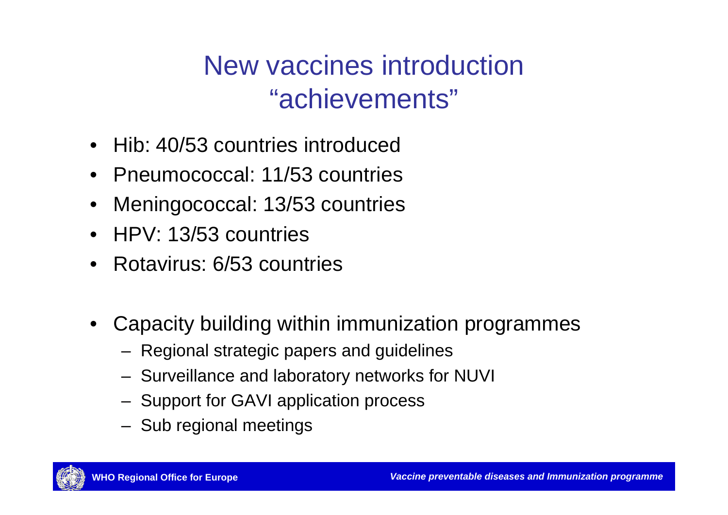# New vaccines introduction "achievements"

- Hib: 40/53 countries introduced
- Pneumococcal: 11/53 countries
- Meningococcal: 13/53 countries
- HPV: 13/53 countries
- Rotavirus: 6/53 countries

- Capacity building within immunization programmes
  - Regional strategic papers and guidelines
  - Surveillance and laboratory networks for NUVI
  - Support for GAVI application process
  - Sub regional meetings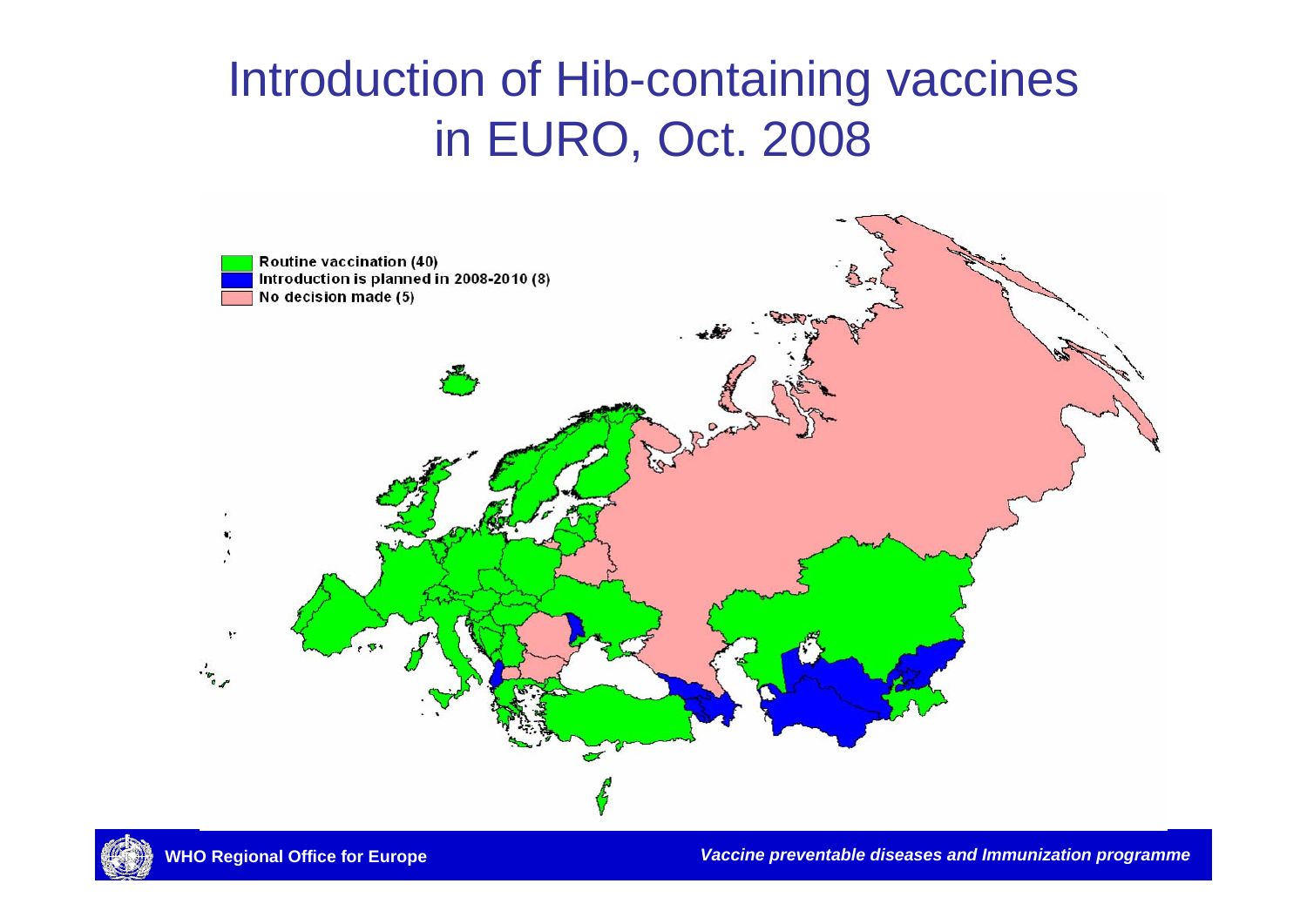# Introduction of Hib-containing vaccines in EURO, Oct. 2008

- Routine vaccination (40)
- Introduction is planned in 2008-2010 (8)
- No decision made (5)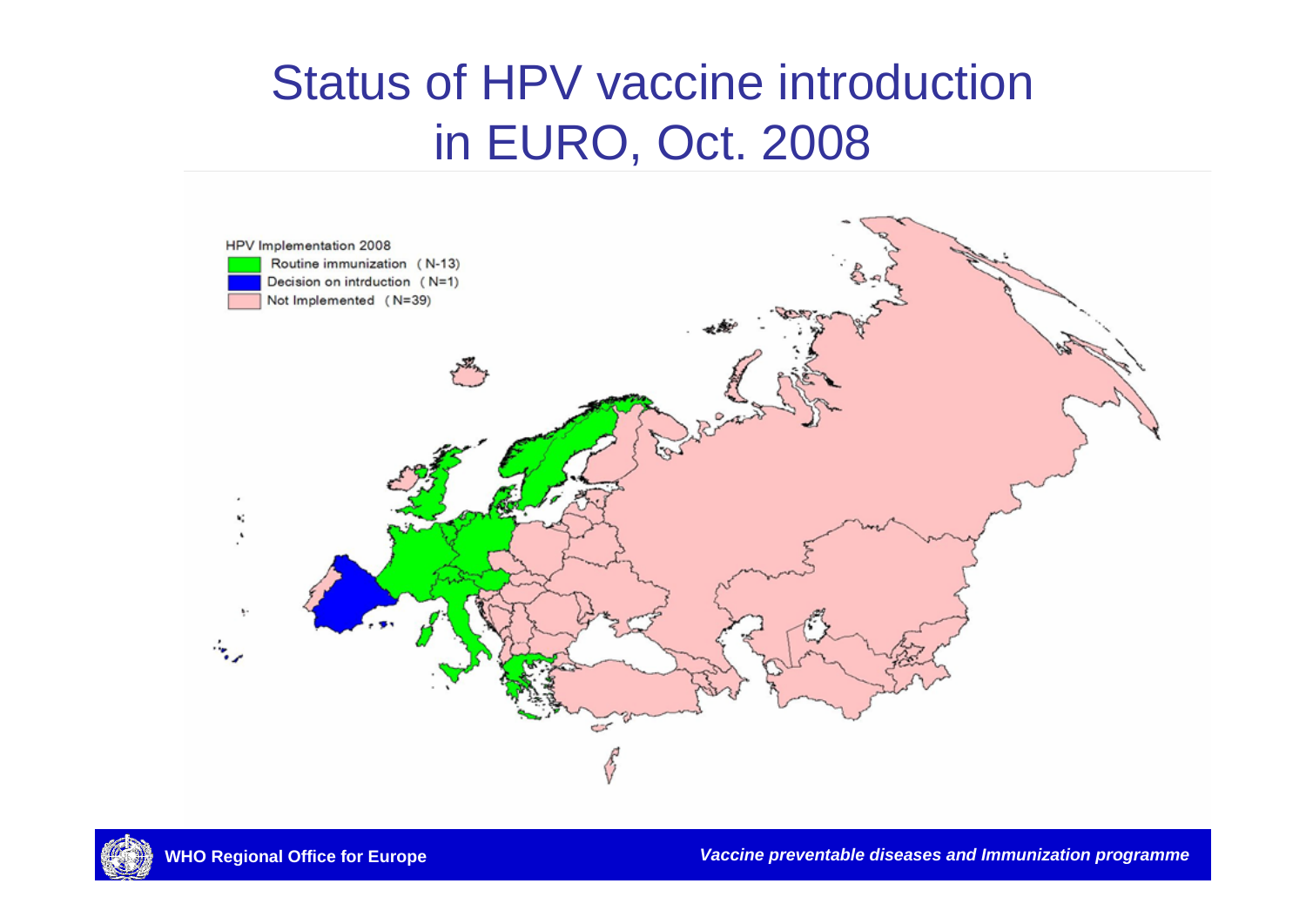# Status of HPV vaccine introduction in EURO, Oct. 2008

HPV Implementation 2008

- Routine immunization (N-13)
- Decision on intrduction (N=1)
- Not Implemented (N=39)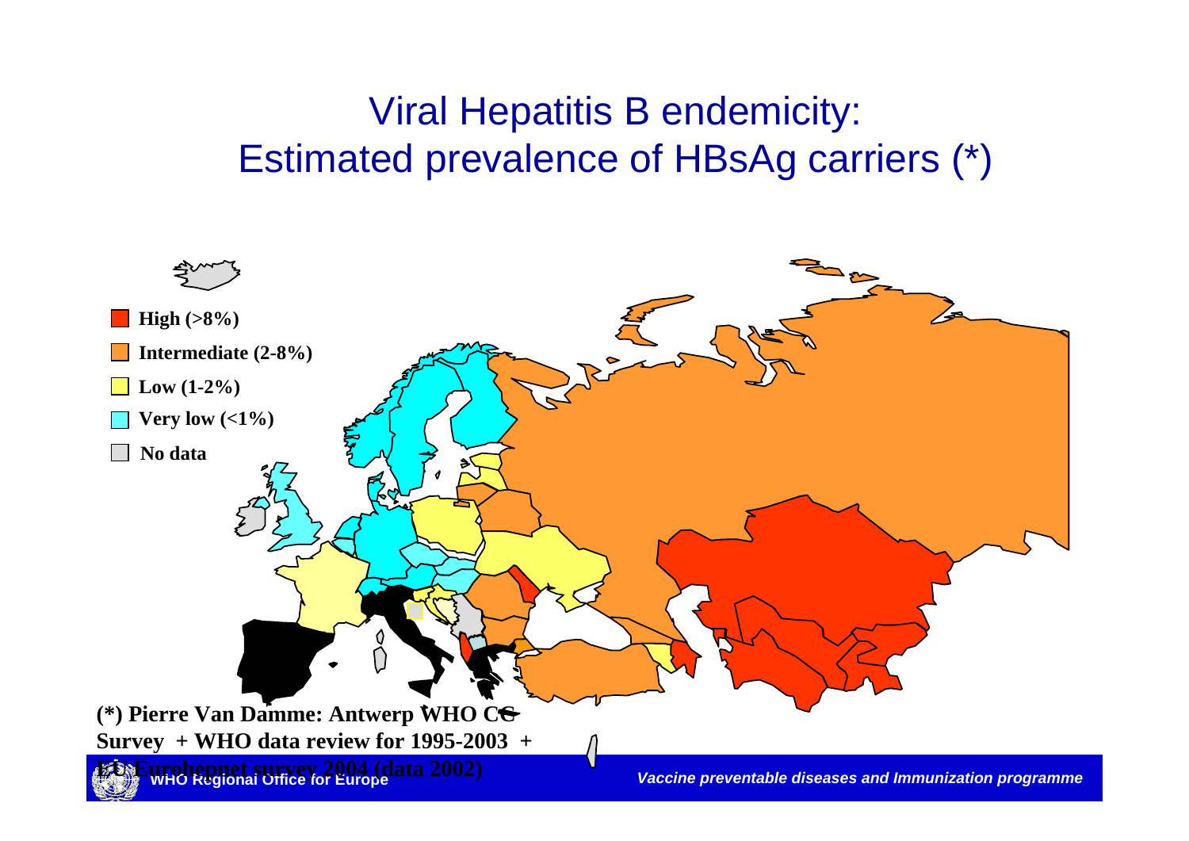# Viral Hepatitis B endemicity: Estimated prevalence of HBsAg carriers (*)

- **High (>8%)**
- **Intermediate (2-8%)**
- **Low (1-2%)**
- **Very low (<1%)**
- **No data**

**(*) Pierre Van Damme: Antwerp WHO CC Survey + WHO data review for 1995-2003 + EU Euroheppnet survey 2004 (data 2002)**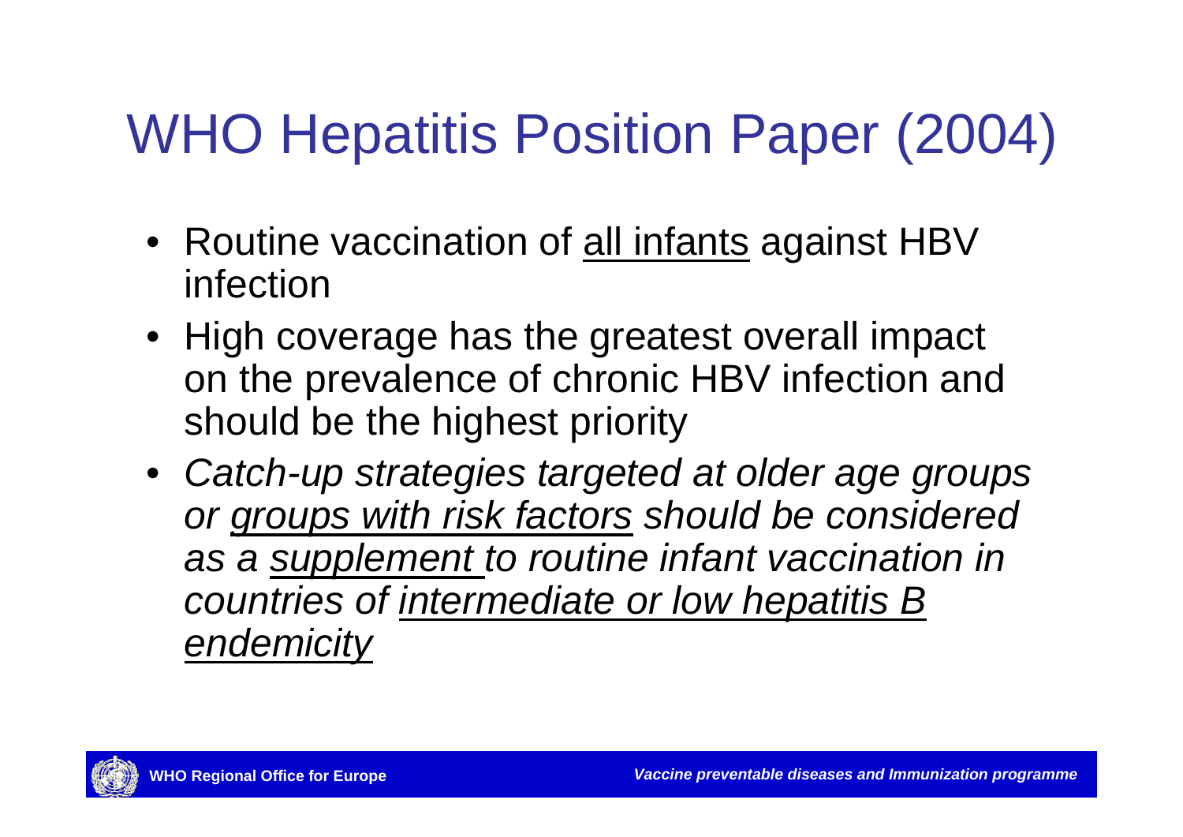# WHO Hepatitis Position Paper (2004)

- Routine vaccination of <u>all infants</u> against HBV infection
- High coverage has the greatest overall impact on the prevalence of chronic HBV infection and should be the highest priority
- *Catch-up strategies targeted at older age groups or <u>groups with risk factors</u> should be considered as a <u>supplement</u> to routine infant vaccination in countries of <u>intermediate or low hepatitis B endemicity</u>*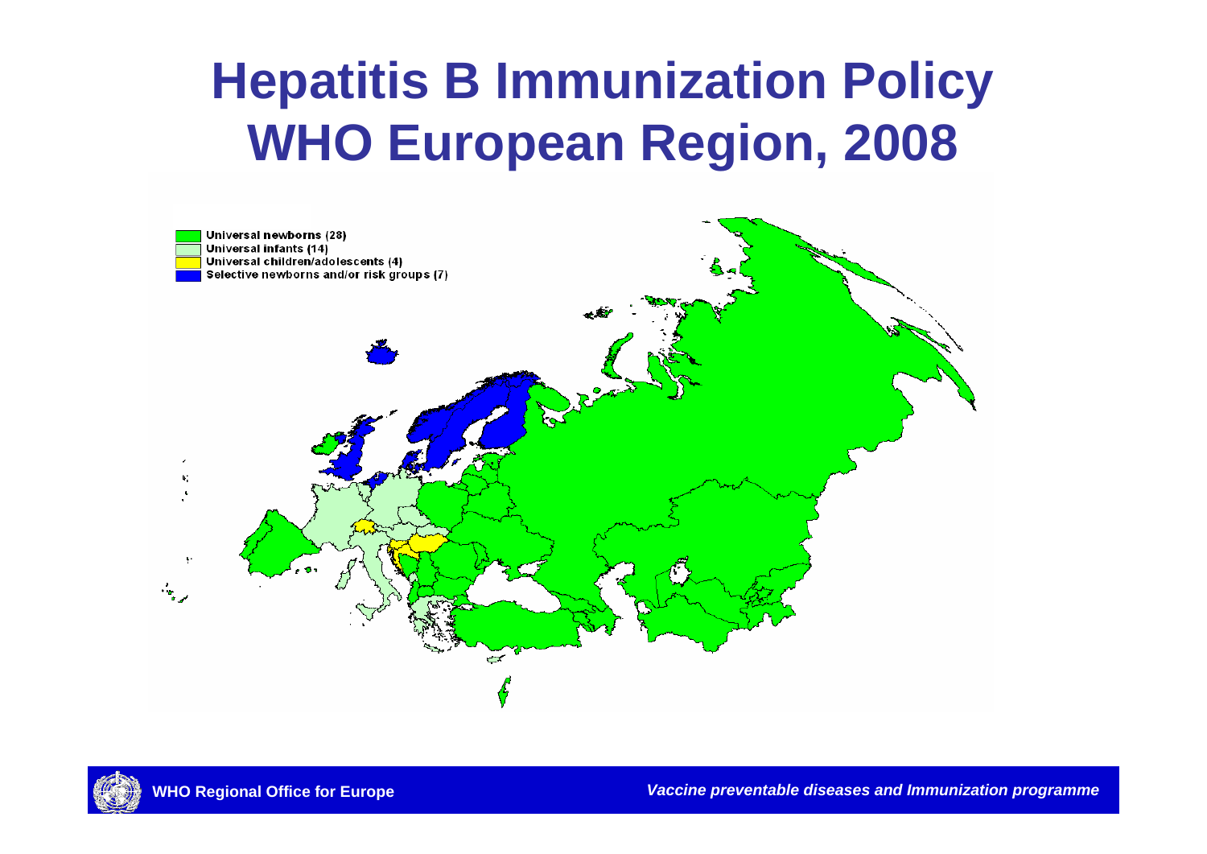# Hepatitis B Immunization Policy WHO European Region, 2008

- Universal newborns (28)
- Universal infants (14)
- Universal children/adolescents (4)
- Selective newborns and/or risk groups (7)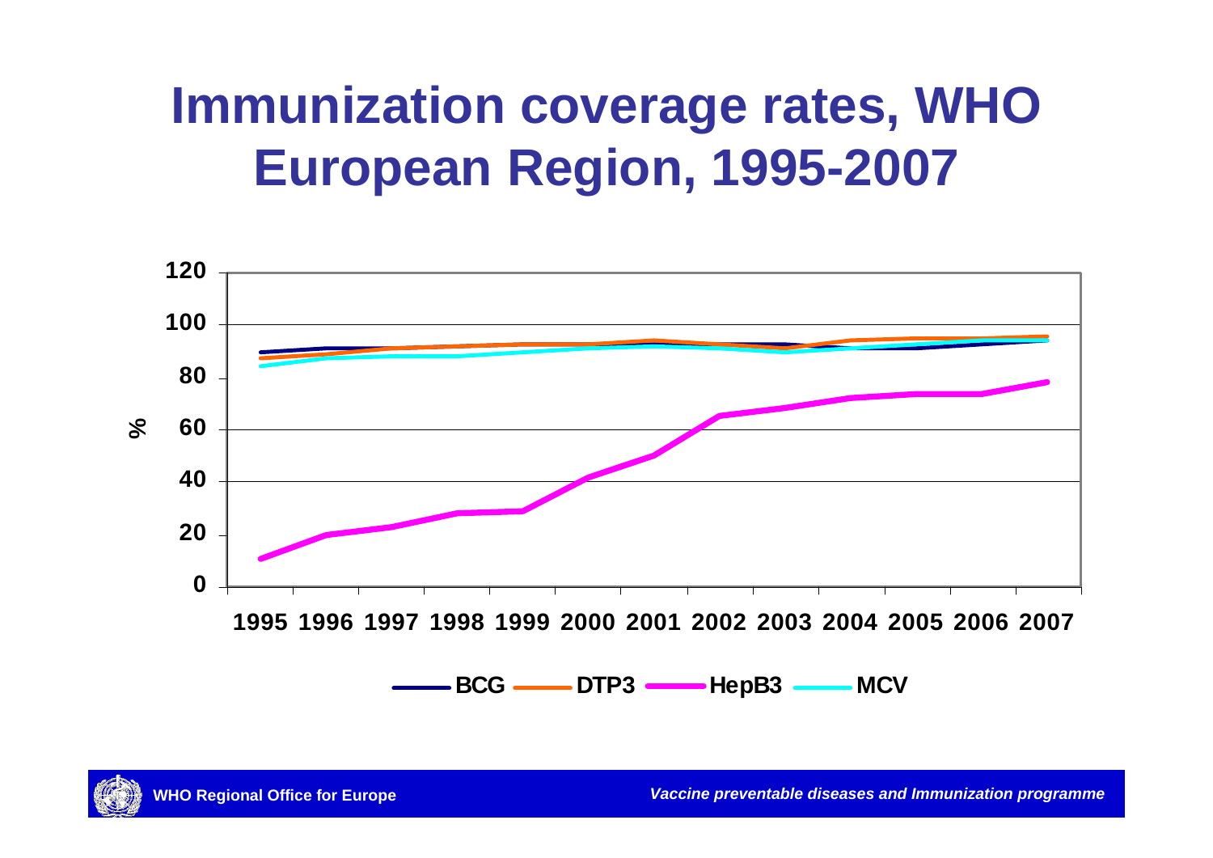# Immunization coverage rates, WHO European Region, 1995-2007

%

120
100
80
60
40
20
0

1995 1996 1997 1998 1999 2000 2001 2002 2003 2004 2005 2006 2007

BCG DTP3 HepB3 MCV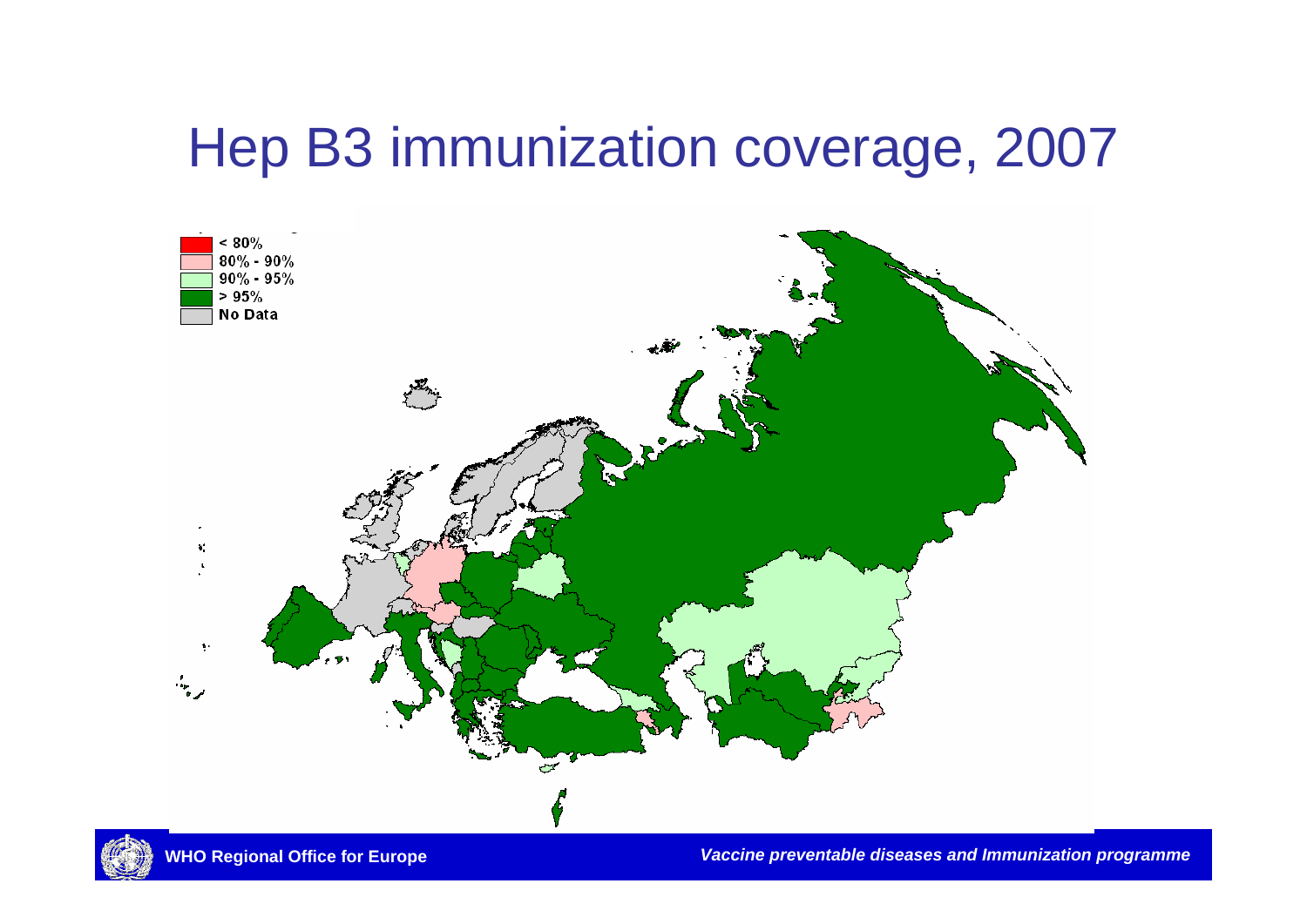# Hep B3 immunization coverage, 2007

- < 80%
- 80% - 90%
- 90% - 95%
- > 95%
- No Data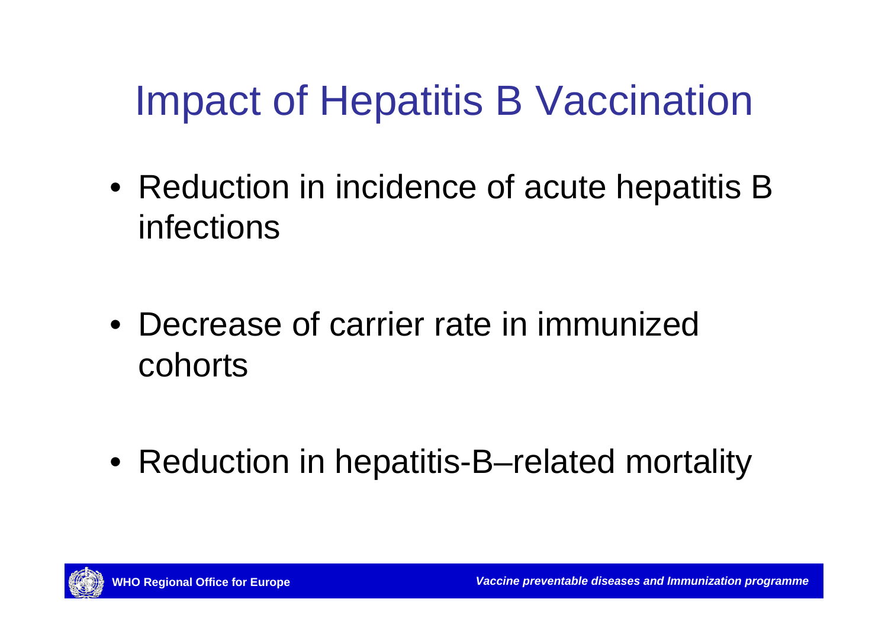# Impact of Hepatitis B Vaccination

- Reduction in incidence of acute hepatitis B infections
- Decrease of carrier rate in immunized cohorts
- Reduction in hepatitis-B–related mortality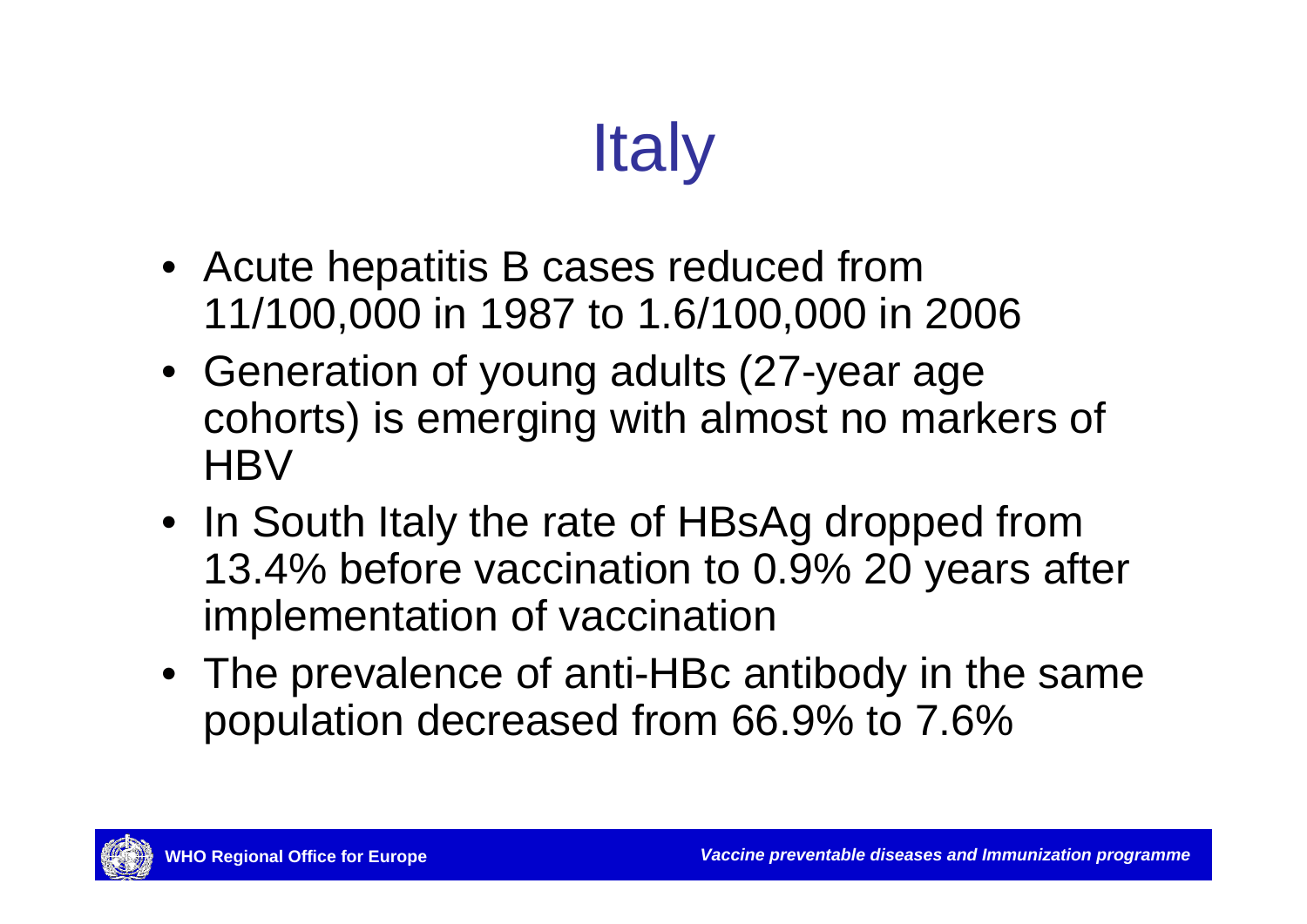# Italy

- Acute hepatitis B cases reduced from 11/100,000 in 1987 to 1.6/100,000 in 2006
- Generation of young adults (27-year age cohorts) is emerging with almost no markers of HBV
- In South Italy the rate of HBsAg dropped from 13.4% before vaccination to 0.9% 20 years after implementation of vaccination
- The prevalence of anti-HBc antibody in the same population decreased from 66.9% to 7.6%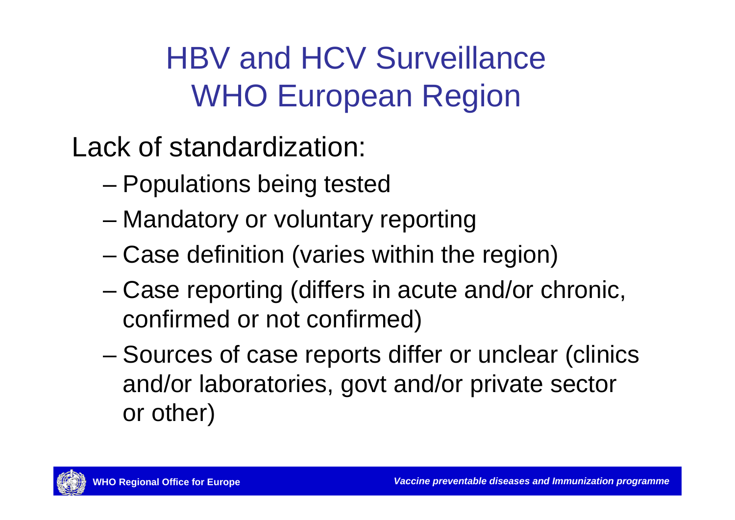# HBV and HCV Surveillance WHO European Region

Lack of standardization:

- Populations being tested
- Mandatory or voluntary reporting
- Case definition (varies within the region)
- Case reporting (differs in acute and/or chronic, confirmed or not confirmed)
- Sources of case reports differ or unclear (clinics and/or laboratories, govt and/or private sector or other)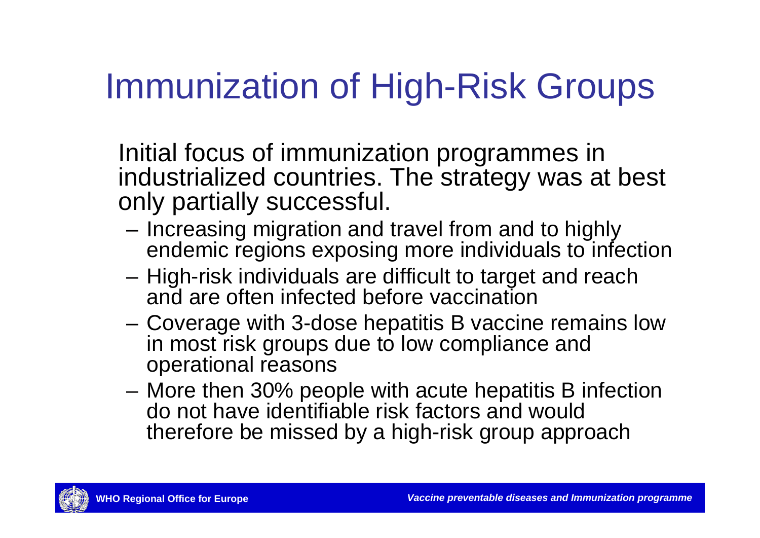# Immunization of High-Risk Groups

Initial focus of immunization programmes in industrialized countries. The strategy was at best only partially successful.

- Increasing migration and travel from and to highly endemic regions exposing more individuals to infection
- High-risk individuals are difficult to target and reach and are often infected before vaccination
- Coverage with 3-dose hepatitis B vaccine remains low in most risk groups due to low compliance and operational reasons
- More then 30% people with acute hepatitis B infection do not have identifiable risk factors and would therefore be missed by a high-risk group approach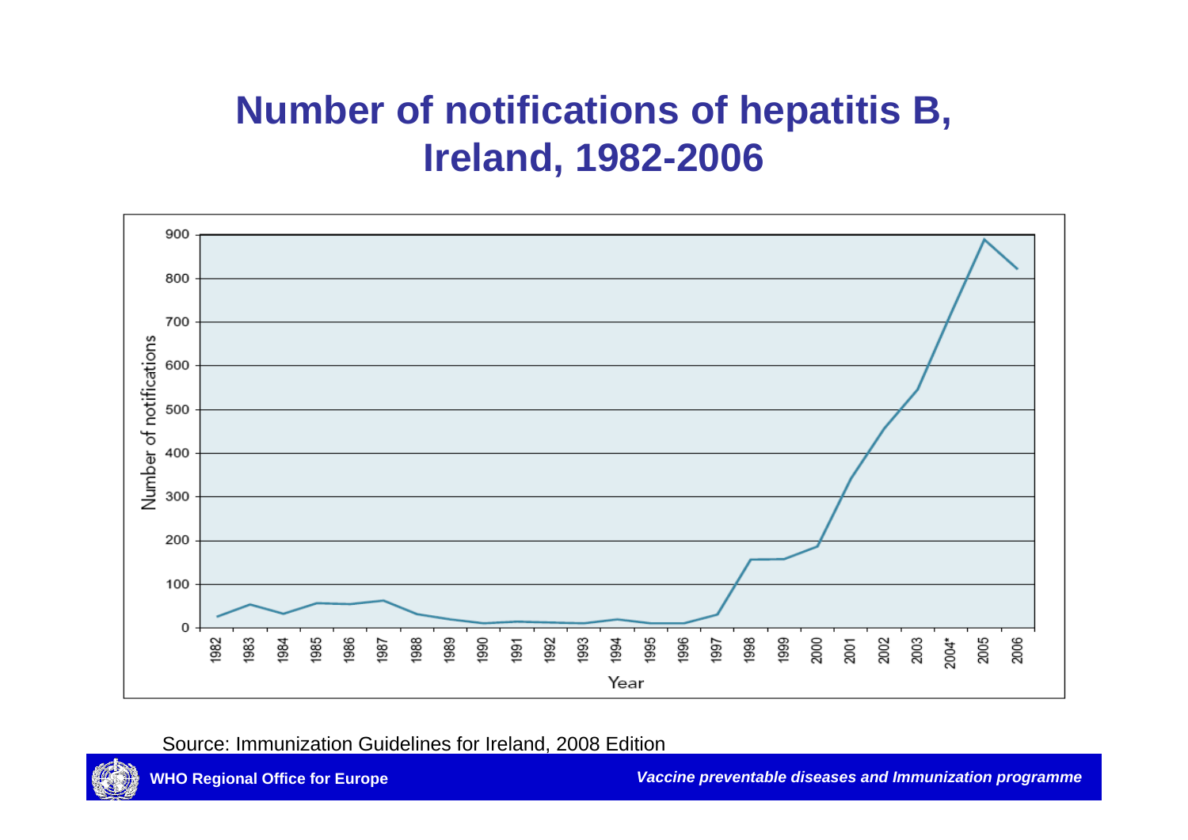# Number of notifications of hepatitis B, Ireland, 1982-2006

Source: Immunization Guidelines for Ireland, 2008 Edition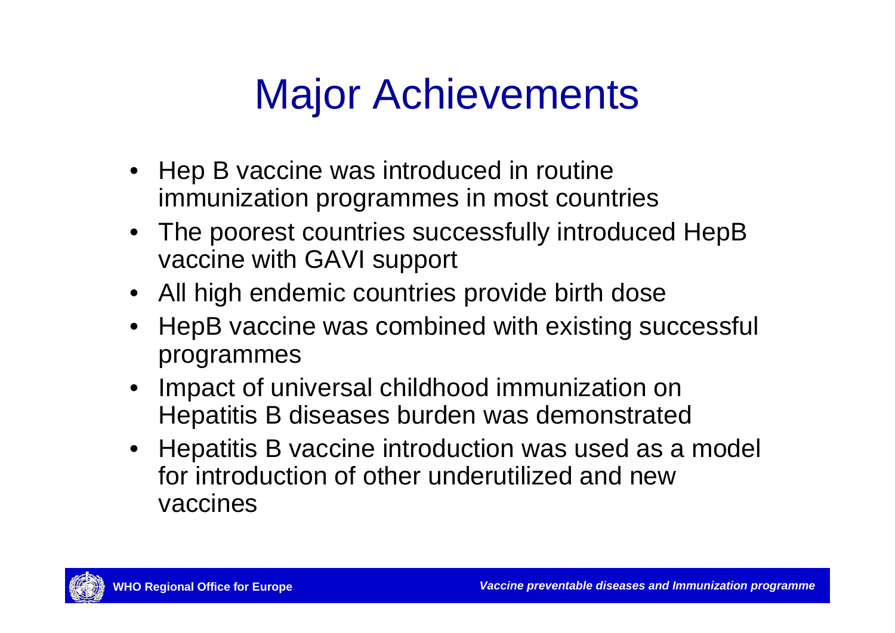# Major Achievements

- Hep B vaccine was introduced in routine immunization programmes in most countries
- The poorest countries successfully introduced HepB vaccine with GAVI support
- All high endemic countries provide birth dose
- HepB vaccine was combined with existing successful programmes
- Impact of universal childhood immunization on Hepatitis B diseases burden was demonstrated
- Hepatitis B vaccine introduction was used as a model for introduction of other underutilized and new vaccines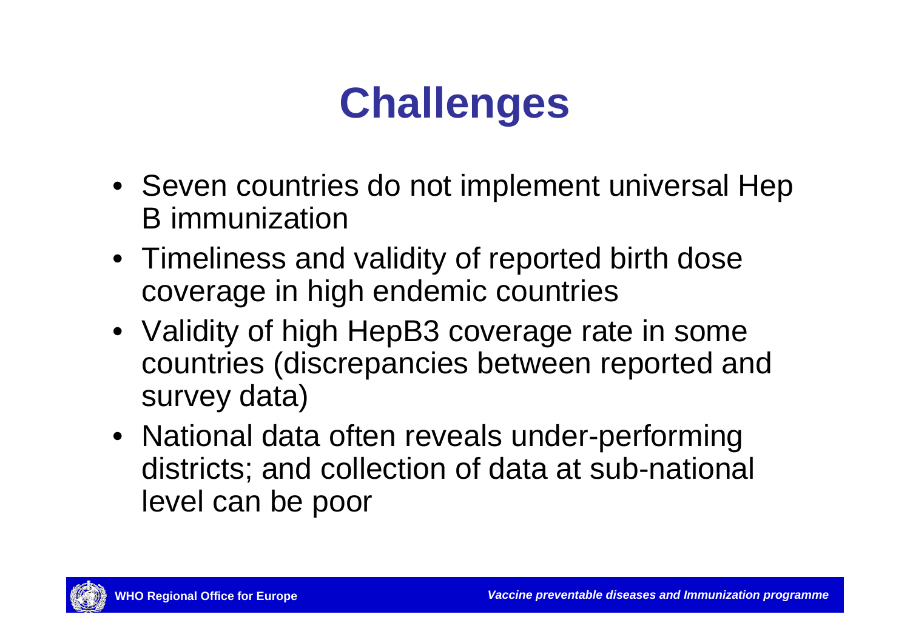# Challenges

- Seven countries do not implement universal Hep B immunization
- Timeliness and validity of reported birth dose coverage in high endemic countries
- Validity of high HepB3 coverage rate in some countries (discrepancies between reported and survey data)
- National data often reveals under-performing districts; and collection of data at sub-national level can be poor